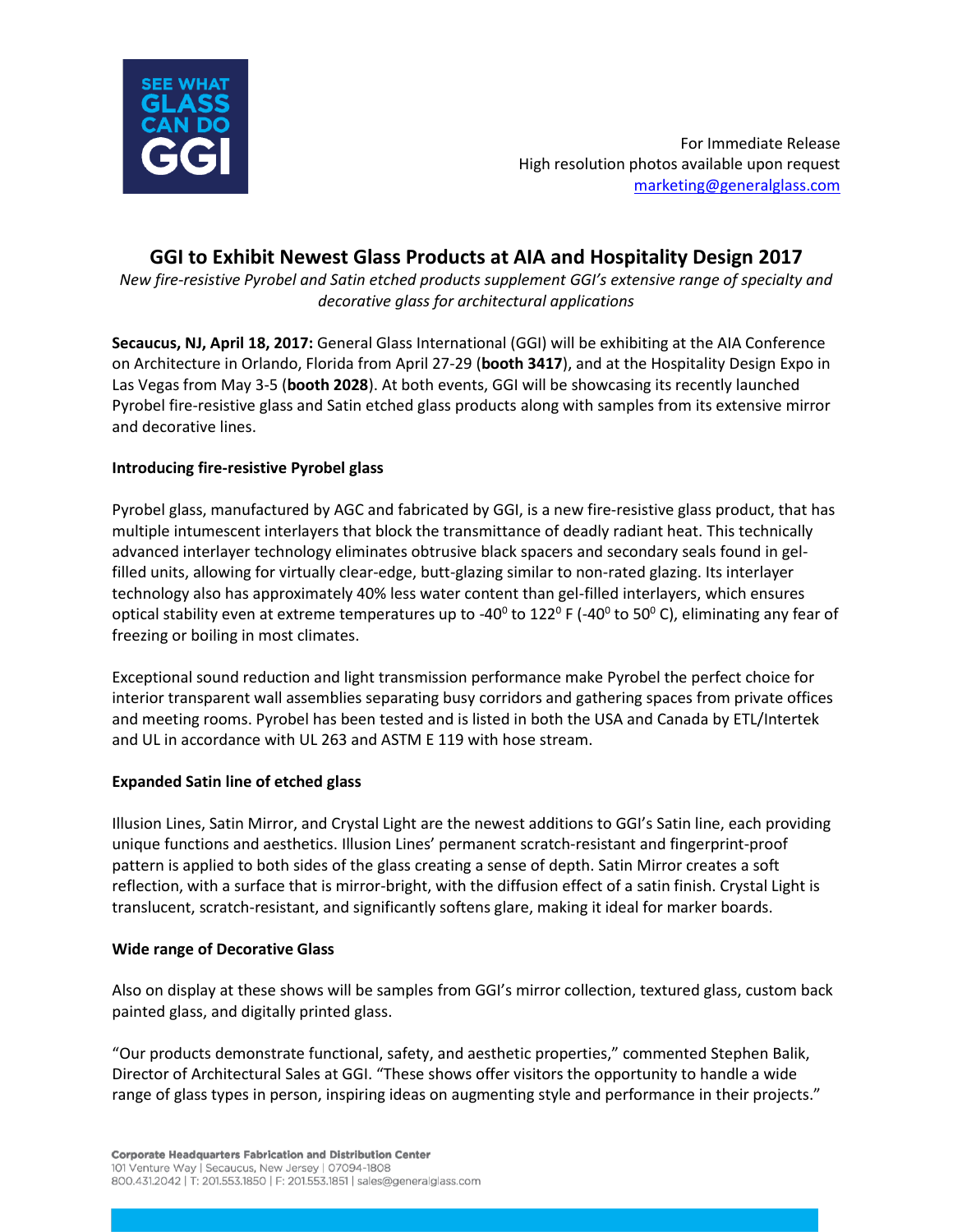For Immediate Release
High resolution photos available upon request
marketing@generalglass.com

# GGI to Exhibit Newest Glass Products at AIA and Hospitality Design 2017

*New fire-resistive Pyrobel and Satin etched products supplement GGI's extensive range of specialty and decorative glass for architectural applications*

**Secaucus, NJ, April 18, 2017:** General Glass International (GGI) will be exhibiting at the AIA Conference on Architecture in Orlando, Florida from April 27-29 (**booth 3417**), and at the Hospitality Design Expo in Las Vegas from May 3-5 (**booth 2028**). At both events, GGI will be showcasing its recently launched Pyrobel fire-resistive glass and Satin etched glass products along with samples from its extensive mirror and decorative lines.

## Introducing fire-resistive Pyrobel glass

Pyrobel glass, manufactured by AGC and fabricated by GGI, is a new fire-resistive glass product, that has multiple intumescent interlayers that block the transmittance of deadly radiant heat. This technically advanced interlayer technology eliminates obtrusive black spacers and secondary seals found in gel-filled units, allowing for virtually clear-edge, butt-glazing similar to non-rated glazing. Its interlayer technology also has approximately 40% less water content than gel-filled interlayers, which ensures optical stability even at extreme temperatures up to -40$^0$ to 122$^0$ F (-40$^0$ to 50$^0$ C), eliminating any fear of freezing or boiling in most climates.

Exceptional sound reduction and light transmission performance make Pyrobel the perfect choice for interior transparent wall assemblies separating busy corridors and gathering spaces from private offices and meeting rooms. Pyrobel has been tested and is listed in both the USA and Canada by ETL/Intertek and UL in accordance with UL 263 and ASTM E 119 with hose stream.

## Expanded Satin line of etched glass

Illusion Lines, Satin Mirror, and Crystal Light are the newest additions to GGI's Satin line, each providing unique functions and aesthetics. Illusion Lines' permanent scratch-resistant and fingerprint-proof pattern is applied to both sides of the glass creating a sense of depth. Satin Mirror creates a soft reflection, with a surface that is mirror-bright, with the diffusion effect of a satin finish. Crystal Light is translucent, scratch-resistant, and significantly softens glare, making it ideal for marker boards.

## Wide range of Decorative Glass

Also on display at these shows will be samples from GGI's mirror collection, textured glass, custom back painted glass, and digitally printed glass.

"Our products demonstrate functional, safety, and aesthetic properties," commented Stephen Balik, Director of Architectural Sales at GGI. "These shows offer visitors the opportunity to handle a wide range of glass types in person, inspiring ideas on augmenting style and performance in their projects."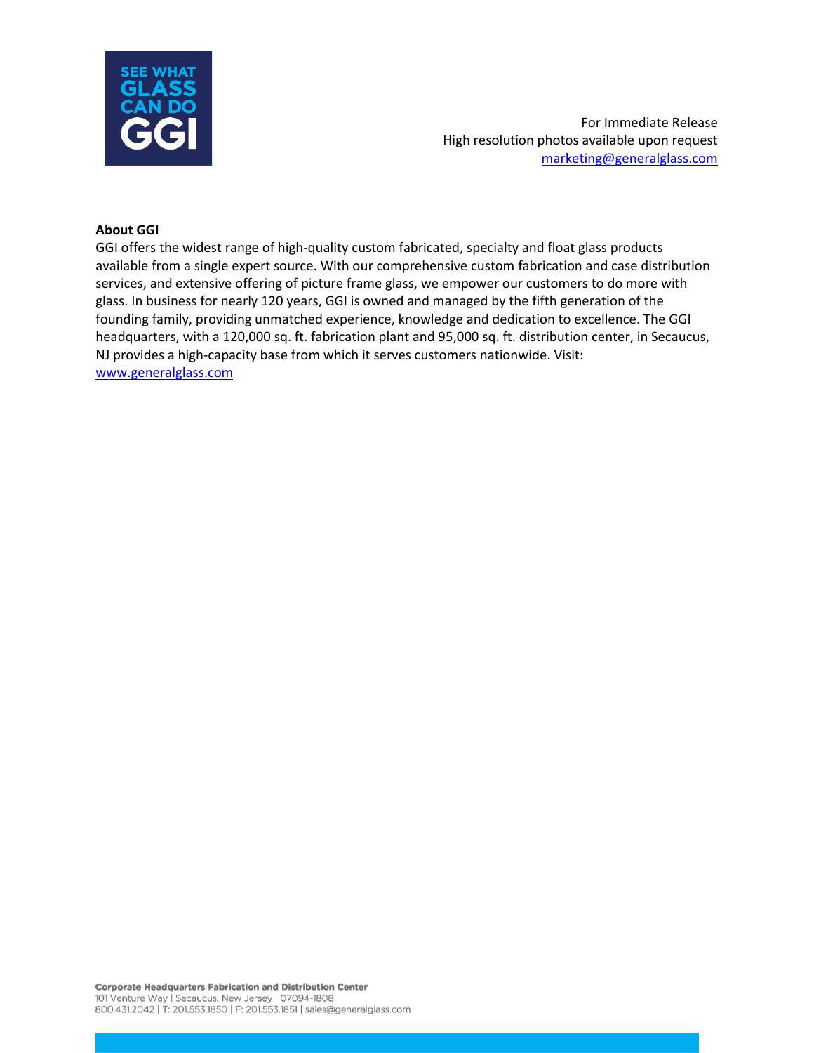For Immediate Release
High resolution photos available upon request
marketing@generalglass.com

**About GGI**

GGI offers the widest range of high-quality custom fabricated, specialty and float glass products available from a single expert source. With our comprehensive custom fabrication and case distribution services, and extensive offering of picture frame glass, we empower our customers to do more with glass. In business for nearly 120 years, GGI is owned and managed by the fifth generation of the founding family, providing unmatched experience, knowledge and dedication to excellence. The GGI headquarters, with a 120,000 sq. ft. fabrication plant and 95,000 sq. ft. distribution center, in Secaucus, NJ provides a high-capacity base from which it serves customers nationwide. Visit: www.generalglass.com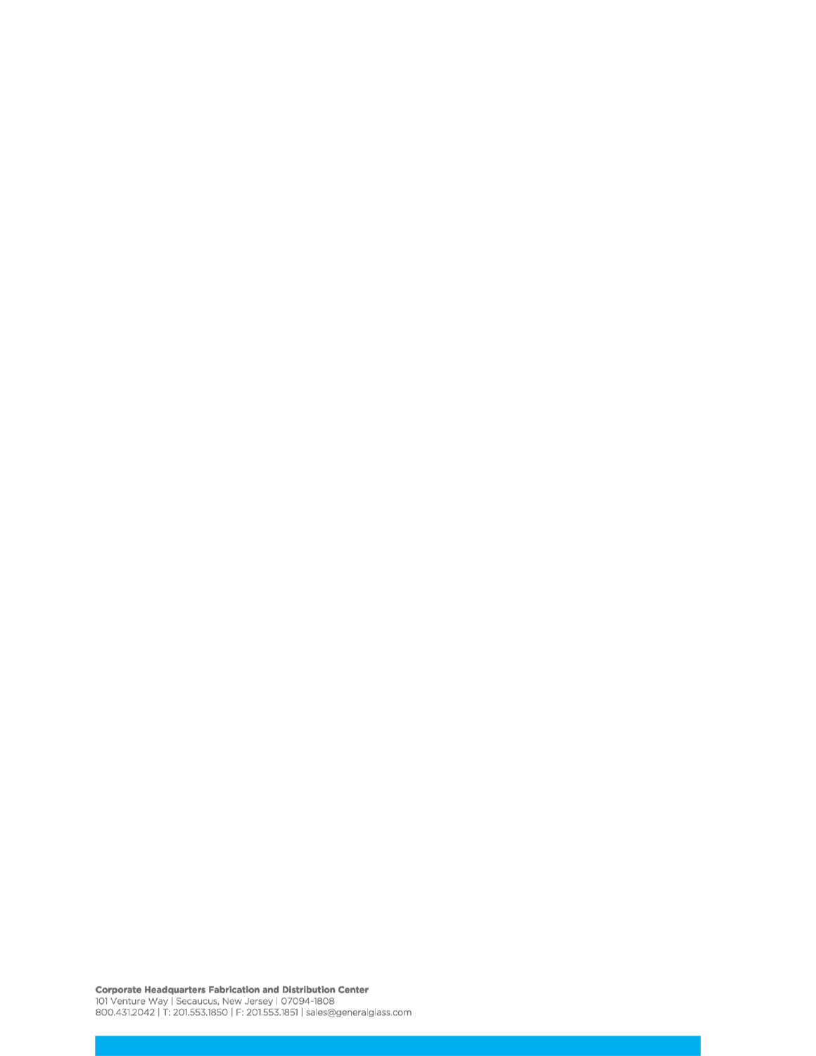**Corporate Headquarters Fabrication and Distribution Center**
101 Venture Way | Secaucus, New Jersey | 07094-1808
800.431.2042 | T: 201.553.1850 | F: 201.553.1851 | sales@generalglass.com